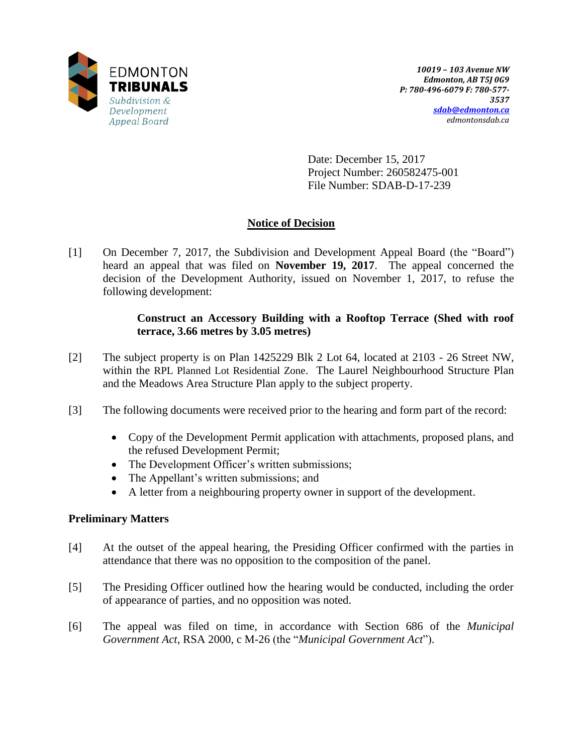EDMONTON **TRIBUNALS**
*Subdivision & Development Appeal Board*

***10019 – 103 Avenue NW***
***Edmonton, AB T5J 0G9***
***P: 780-496-6079 F: 780-577-3537***
***sdab@edmonton.ca***
*edmontonsdab.ca*

Date: December 15, 2017
Project Number: 260582475-001
File Number: SDAB-D-17-239

## Notice of Decision

[1] On December 7, 2017, the Subdivision and Development Appeal Board (the "Board") heard an appeal that was filed on **November 19, 2017**. The appeal concerned the decision of the Development Authority, issued on November 1, 2017, to refuse the following development:

> **Construct an Accessory Building with a Rooftop Terrace (Shed with roof terrace, 3.66 metres by 3.05 metres)**

[2] The subject property is on Plan 1425229 Blk 2 Lot 64, located at 2103 - 26 Street NW, within the RPL Planned Lot Residential Zone. The Laurel Neighbourhood Structure Plan and the Meadows Area Structure Plan apply to the subject property.

[3] The following documents were received prior to the hearing and form part of the record:

- Copy of the Development Permit application with attachments, proposed plans, and the refused Development Permit;
- The Development Officer's written submissions;
- The Appellant's written submissions; and
- A letter from a neighbouring property owner in support of the development.

### Preliminary Matters

[4] At the outset of the appeal hearing, the Presiding Officer confirmed with the parties in attendance that there was no opposition to the composition of the panel.

[5] The Presiding Officer outlined how the hearing would be conducted, including the order of appearance of parties, and no opposition was noted.

[6] The appeal was filed on time, in accordance with Section 686 of the *Municipal Government Act*, RSA 2000, c M-26 (the "*Municipal Government Act*").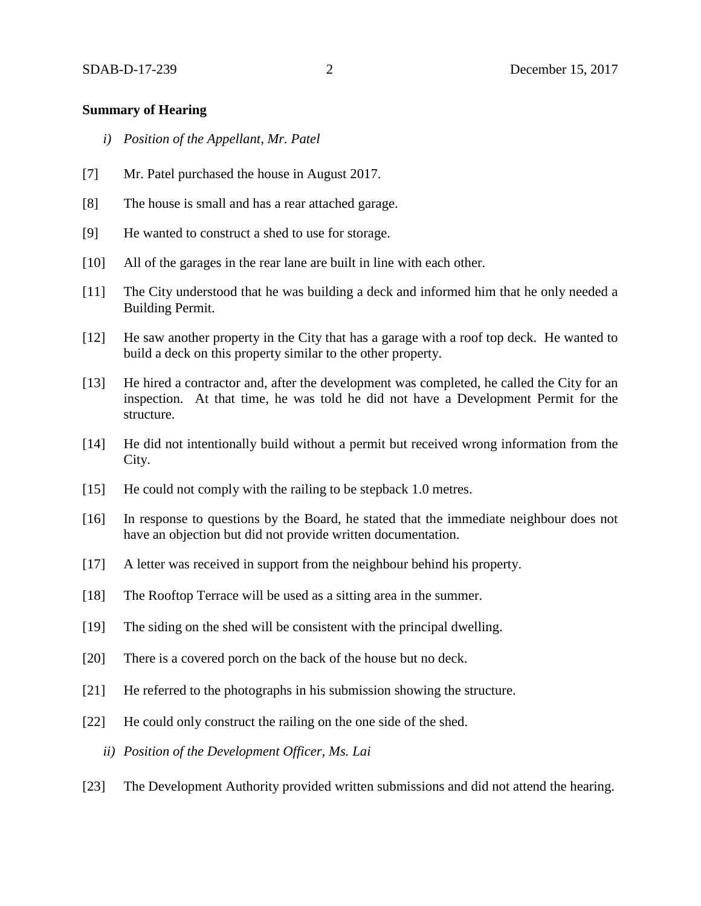**Summary of Hearing**

*i) Position of the Appellant, Mr. Patel*

[7] Mr. Patel purchased the house in August 2017.

[8] The house is small and has a rear attached garage.

[9] He wanted to construct a shed to use for storage.

[10] All of the garages in the rear lane are built in line with each other.

[11] The City understood that he was building a deck and informed him that he only needed a Building Permit.

[12] He saw another property in the City that has a garage with a roof top deck. He wanted to build a deck on this property similar to the other property.

[13] He hired a contractor and, after the development was completed, he called the City for an inspection. At that time, he was told he did not have a Development Permit for the structure.

[14] He did not intentionally build without a permit but received wrong information from the City.

[15] He could not comply with the railing to be stepback 1.0 metres.

[16] In response to questions by the Board, he stated that the immediate neighbour does not have an objection but did not provide written documentation.

[17] A letter was received in support from the neighbour behind his property.

[18] The Rooftop Terrace will be used as a sitting area in the summer.

[19] The siding on the shed will be consistent with the principal dwelling.

[20] There is a covered porch on the back of the house but no deck.

[21] He referred to the photographs in his submission showing the structure.

[22] He could only construct the railing on the one side of the shed.

*ii) Position of the Development Officer, Ms. Lai*

[23] The Development Authority provided written submissions and did not attend the hearing.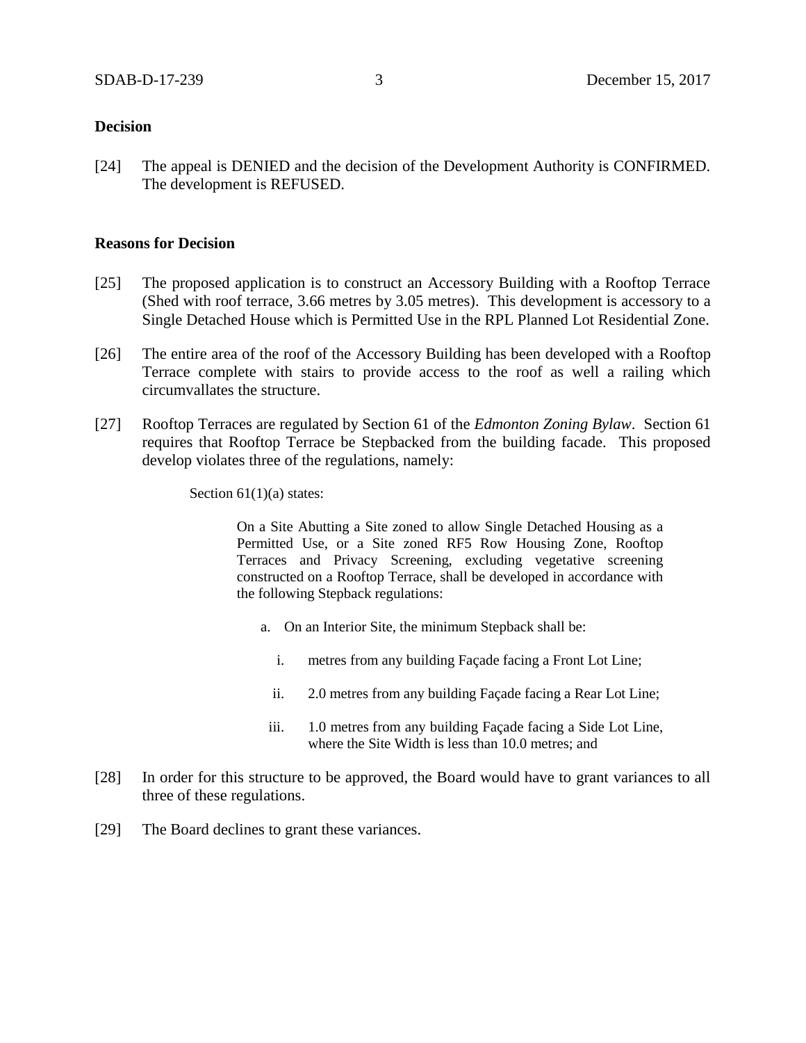**Decision**

[24] The appeal is DENIED and the decision of the Development Authority is CONFIRMED. The development is REFUSED.

**Reasons for Decision**

[25] The proposed application is to construct an Accessory Building with a Rooftop Terrace (Shed with roof terrace, 3.66 metres by 3.05 metres). This development is accessory to a Single Detached House which is Permitted Use in the RPL Planned Lot Residential Zone.

[26] The entire area of the roof of the Accessory Building has been developed with a Rooftop Terrace complete with stairs to provide access to the roof as well a railing which circumvallates the structure.

[27] Rooftop Terraces are regulated by Section 61 of the *Edmonton Zoning Bylaw*. Section 61 requires that Rooftop Terrace be Stepbacked from the building facade. This proposed develop violates three of the regulations, namely:

> Section 61(1)(a) states:
>
> > On a Site Abutting a Site zoned to allow Single Detached Housing as a Permitted Use, or a Site zoned RF5 Row Housing Zone, Rooftop Terraces and Privacy Screening, excluding vegetative screening constructed on a Rooftop Terrace, shall be developed in accordance with the following Stepback regulations:
> >
> > a. On an Interior Site, the minimum Stepback shall be:
> >
> > i. metres from any building Façade facing a Front Lot Line;
> >
> > ii. 2.0 metres from any building Façade facing a Rear Lot Line;
> >
> > iii. 1.0 metres from any building Façade facing a Side Lot Line, where the Site Width is less than 10.0 metres; and

[28] In order for this structure to be approved, the Board would have to grant variances to all three of these regulations.

[29] The Board declines to grant these variances.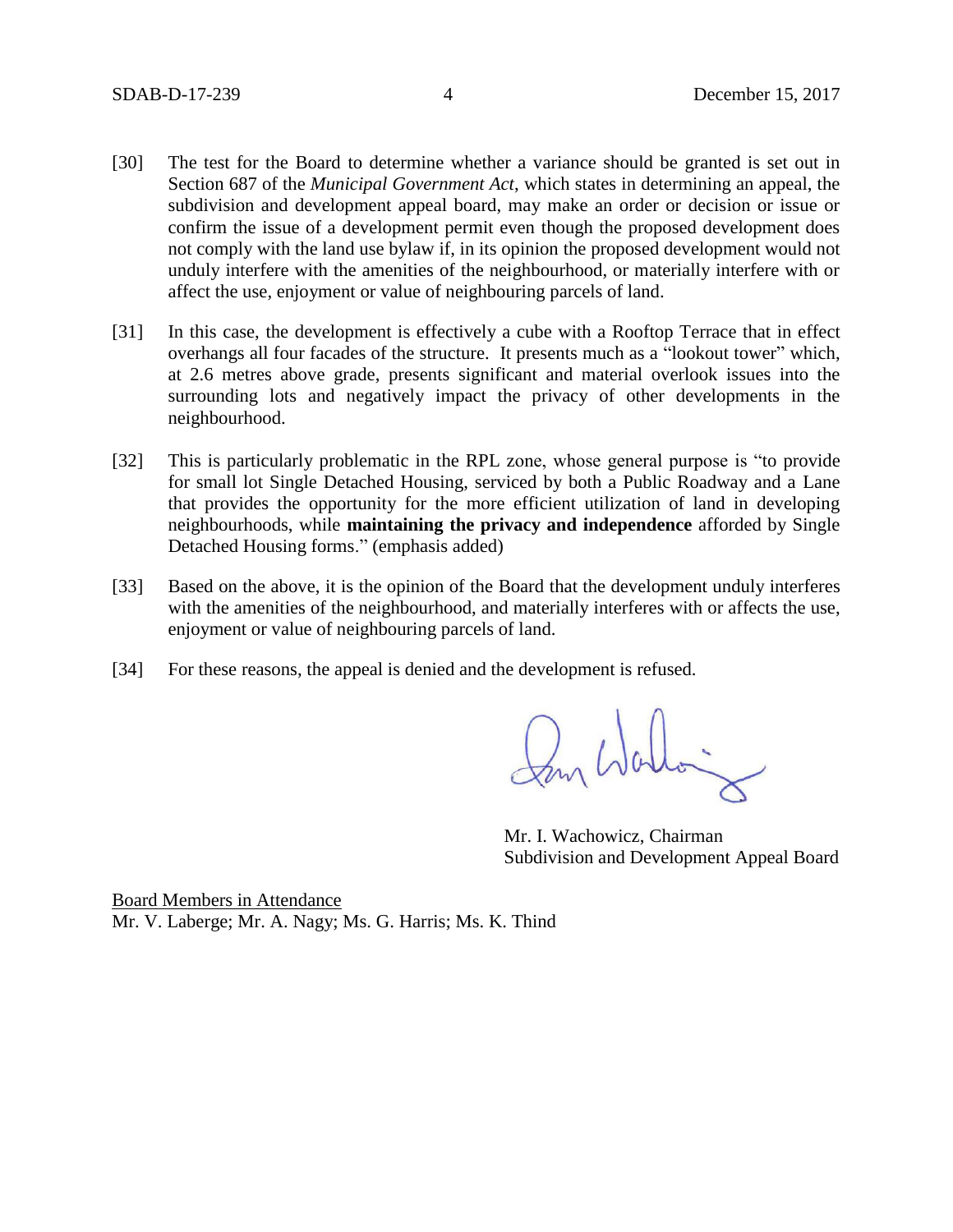[30] The test for the Board to determine whether a variance should be granted is set out in Section 687 of the *Municipal Government Act*, which states in determining an appeal, the subdivision and development appeal board, may make an order or decision or issue or confirm the issue of a development permit even though the proposed development does not comply with the land use bylaw if, in its opinion the proposed development would not unduly interfere with the amenities of the neighbourhood, or materially interfere with or affect the use, enjoyment or value of neighbouring parcels of land.

[31] In this case, the development is effectively a cube with a Rooftop Terrace that in effect overhangs all four facades of the structure. It presents much as a "lookout tower" which, at 2.6 metres above grade, presents significant and material overlook issues into the surrounding lots and negatively impact the privacy of other developments in the neighbourhood.

[32] This is particularly problematic in the RPL zone, whose general purpose is "to provide for small lot Single Detached Housing, serviced by both a Public Roadway and a Lane that provides the opportunity for the more efficient utilization of land in developing neighbourhoods, while **maintaining the privacy and independence** afforded by Single Detached Housing forms." (emphasis added)

[33] Based on the above, it is the opinion of the Board that the development unduly interferes with the amenities of the neighbourhood, and materially interferes with or affects the use, enjoyment or value of neighbouring parcels of land.

[34] For these reasons, the appeal is denied and the development is refused.

Mr. I. Wachowicz, Chairman
Subdivision and Development Appeal Board

Board Members in Attendance
Mr. V. Laberge; Mr. A. Nagy; Ms. G. Harris; Ms. K. Thind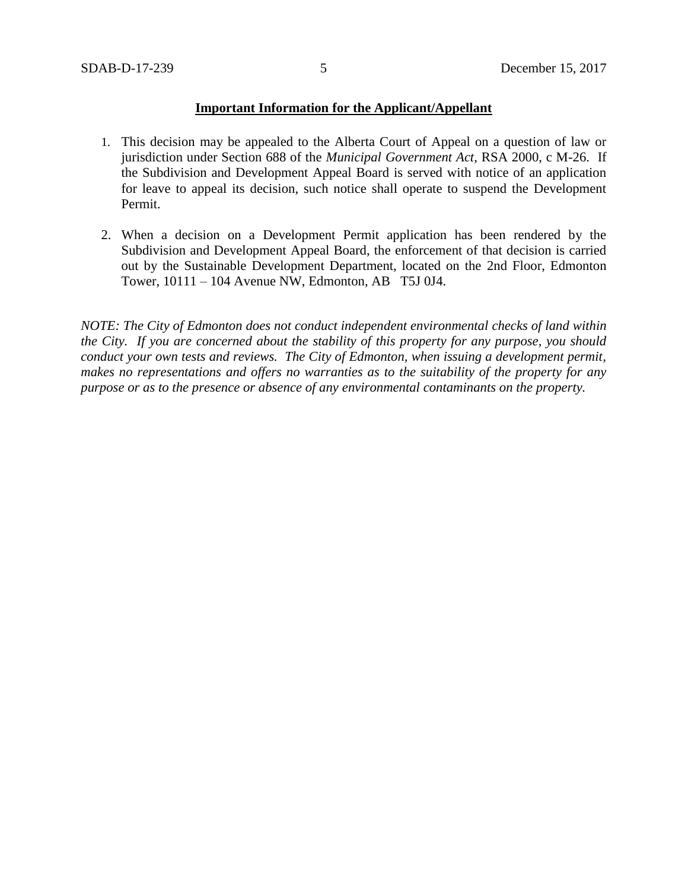**Important Information for the Applicant/Appellant**

1. This decision may be appealed to the Alberta Court of Appeal on a question of law or jurisdiction under Section 688 of the *Municipal Government Act*, RSA 2000, c M-26. If the Subdivision and Development Appeal Board is served with notice of an application for leave to appeal its decision, such notice shall operate to suspend the Development Permit.

2. When a decision on a Development Permit application has been rendered by the Subdivision and Development Appeal Board, the enforcement of that decision is carried out by the Sustainable Development Department, located on the 2nd Floor, Edmonton Tower, 10111 – 104 Avenue NW, Edmonton, AB T5J 0J4.

*NOTE: The City of Edmonton does not conduct independent environmental checks of land within the City. If you are concerned about the stability of this property for any purpose, you should conduct your own tests and reviews. The City of Edmonton, when issuing a development permit, makes no representations and offers no warranties as to the suitability of the property for any purpose or as to the presence or absence of any environmental contaminants on the property.*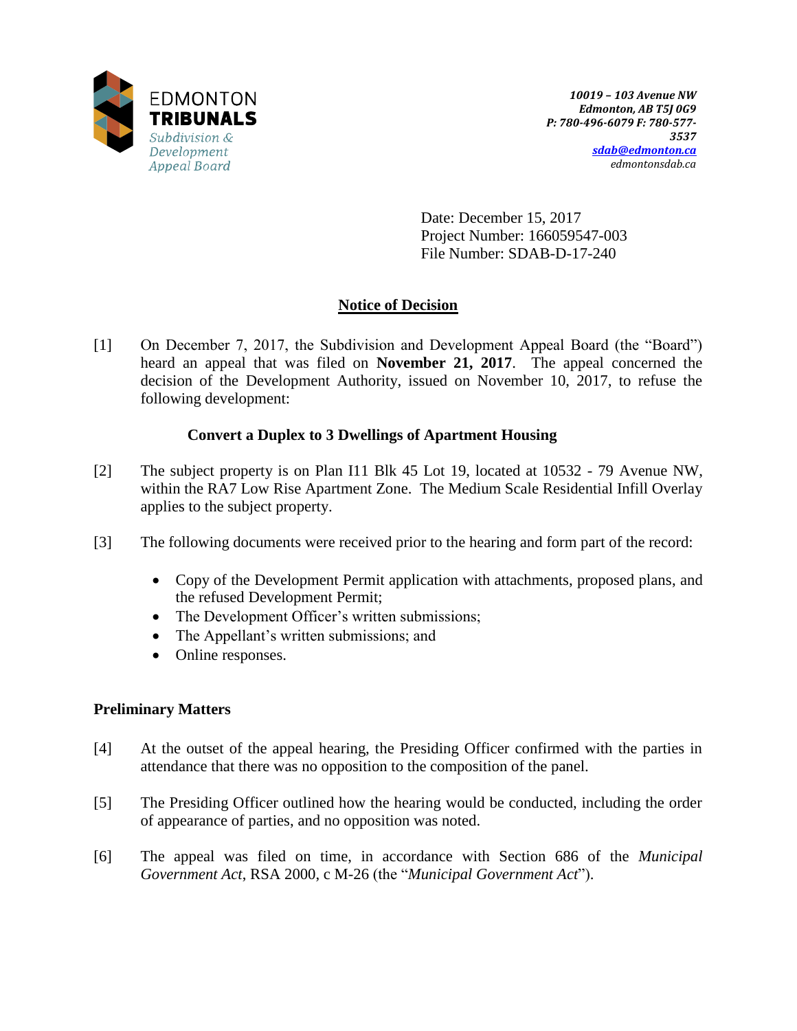EDMONTON **TRIBUNALS**
*Subdivision & Development Appeal Board*

*10019 – 103 Avenue NW*
*Edmonton, AB T5J 0G9*
*P: 780-496-6079 F: 780-577-3537*
*sdab@edmonton.ca*
*edmontonsdab.ca*

Date: December 15, 2017
Project Number: 166059547-003
File Number: SDAB-D-17-240

## Notice of Decision

[1] On December 7, 2017, the Subdivision and Development Appeal Board (the "Board") heard an appeal that was filed on **November 21, 2017**. The appeal concerned the decision of the Development Authority, issued on November 10, 2017, to refuse the following development:

**Convert a Duplex to 3 Dwellings of Apartment Housing**

[2] The subject property is on Plan I11 Blk 45 Lot 19, located at 10532 - 79 Avenue NW, within the RA7 Low Rise Apartment Zone. The Medium Scale Residential Infill Overlay applies to the subject property.

[3] The following documents were received prior to the hearing and form part of the record:

- Copy of the Development Permit application with attachments, proposed plans, and the refused Development Permit;
- The Development Officer's written submissions;
- The Appellant's written submissions; and
- Online responses.

### Preliminary Matters

[4] At the outset of the appeal hearing, the Presiding Officer confirmed with the parties in attendance that there was no opposition to the composition of the panel.

[5] The Presiding Officer outlined how the hearing would be conducted, including the order of appearance of parties, and no opposition was noted.

[6] The appeal was filed on time, in accordance with Section 686 of the *Municipal Government Act*, RSA 2000, c M-26 (the "*Municipal Government Act*").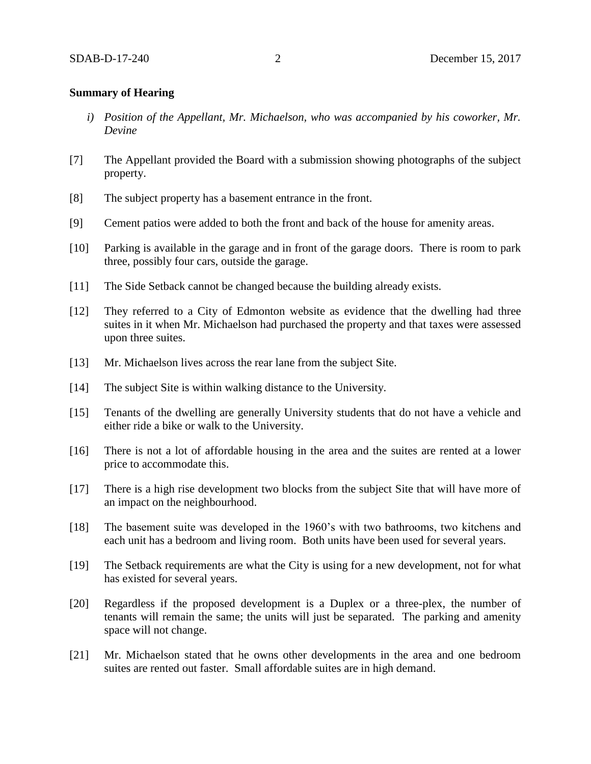**Summary of Hearing**

*i) Position of the Appellant, Mr. Michaelson, who was accompanied by his coworker, Mr. Devine*

[7] The Appellant provided the Board with a submission showing photographs of the subject property.

[8] The subject property has a basement entrance in the front.

[9] Cement patios were added to both the front and back of the house for amenity areas.

[10] Parking is available in the garage and in front of the garage doors. There is room to park three, possibly four cars, outside the garage.

[11] The Side Setback cannot be changed because the building already exists.

[12] They referred to a City of Edmonton website as evidence that the dwelling had three suites in it when Mr. Michaelson had purchased the property and that taxes were assessed upon three suites.

[13] Mr. Michaelson lives across the rear lane from the subject Site.

[14] The subject Site is within walking distance to the University.

[15] Tenants of the dwelling are generally University students that do not have a vehicle and either ride a bike or walk to the University.

[16] There is not a lot of affordable housing in the area and the suites are rented at a lower price to accommodate this.

[17] There is a high rise development two blocks from the subject Site that will have more of an impact on the neighbourhood.

[18] The basement suite was developed in the 1960's with two bathrooms, two kitchens and each unit has a bedroom and living room. Both units have been used for several years.

[19] The Setback requirements are what the City is using for a new development, not for what has existed for several years.

[20] Regardless if the proposed development is a Duplex or a three-plex, the number of tenants will remain the same; the units will just be separated. The parking and amenity space will not change.

[21] Mr. Michaelson stated that he owns other developments in the area and one bedroom suites are rented out faster. Small affordable suites are in high demand.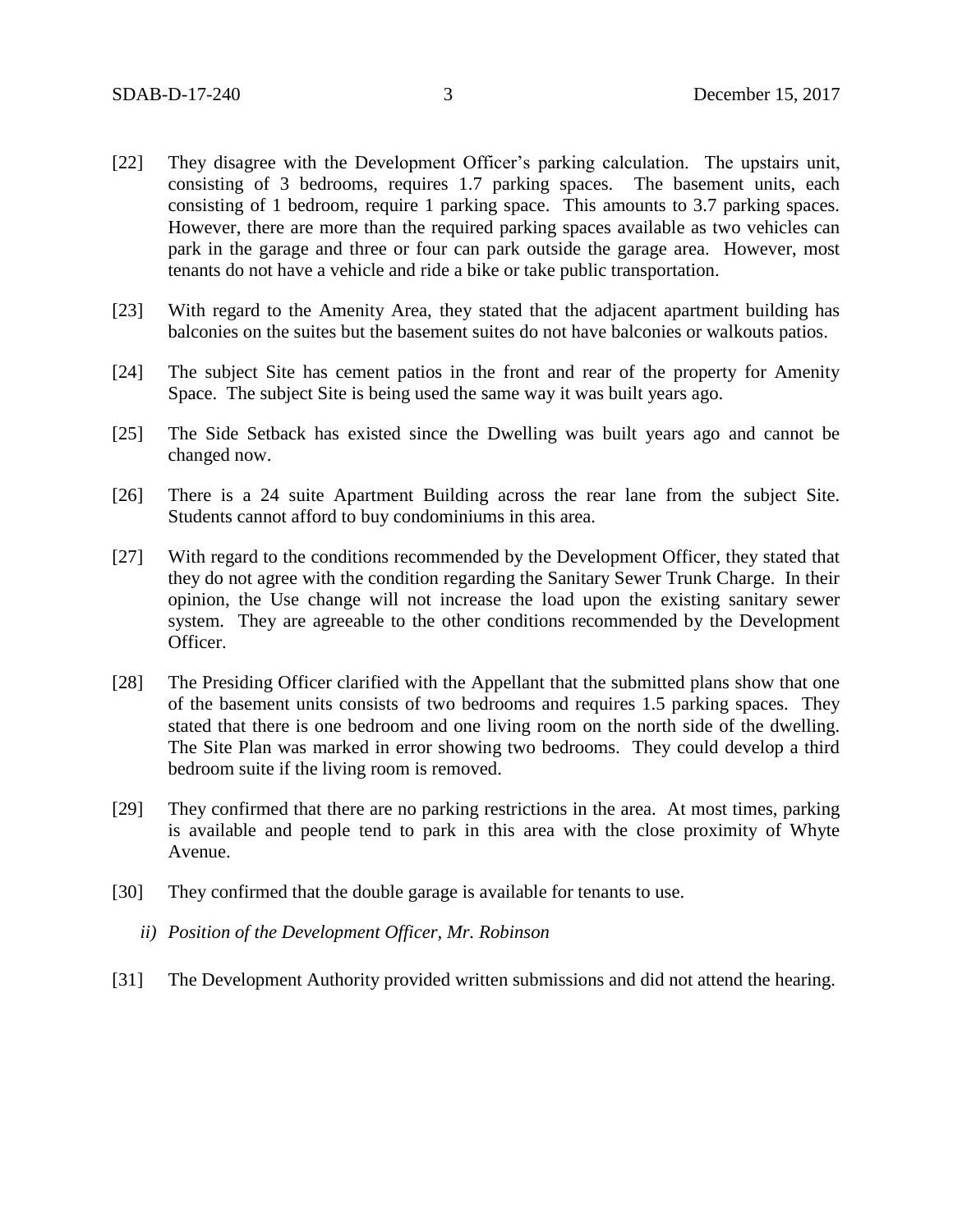[22] They disagree with the Development Officer's parking calculation. The upstairs unit, consisting of 3 bedrooms, requires 1.7 parking spaces. The basement units, each consisting of 1 bedroom, require 1 parking space. This amounts to 3.7 parking spaces. However, there are more than the required parking spaces available as two vehicles can park in the garage and three or four can park outside the garage area. However, most tenants do not have a vehicle and ride a bike or take public transportation.

[23] With regard to the Amenity Area, they stated that the adjacent apartment building has balconies on the suites but the basement suites do not have balconies or walkouts patios.

[24] The subject Site has cement patios in the front and rear of the property for Amenity Space. The subject Site is being used the same way it was built years ago.

[25] The Side Setback has existed since the Dwelling was built years ago and cannot be changed now.

[26] There is a 24 suite Apartment Building across the rear lane from the subject Site. Students cannot afford to buy condominiums in this area.

[27] With regard to the conditions recommended by the Development Officer, they stated that they do not agree with the condition regarding the Sanitary Sewer Trunk Charge. In their opinion, the Use change will not increase the load upon the existing sanitary sewer system. They are agreeable to the other conditions recommended by the Development Officer.

[28] The Presiding Officer clarified with the Appellant that the submitted plans show that one of the basement units consists of two bedrooms and requires 1.5 parking spaces. They stated that there is one bedroom and one living room on the north side of the dwelling. The Site Plan was marked in error showing two bedrooms. They could develop a third bedroom suite if the living room is removed.

[29] They confirmed that there are no parking restrictions in the area. At most times, parking is available and people tend to park in this area with the close proximity of Whyte Avenue.

[30] They confirmed that the double garage is available for tenants to use.

*ii) Position of the Development Officer, Mr. Robinson*

[31] The Development Authority provided written submissions and did not attend the hearing.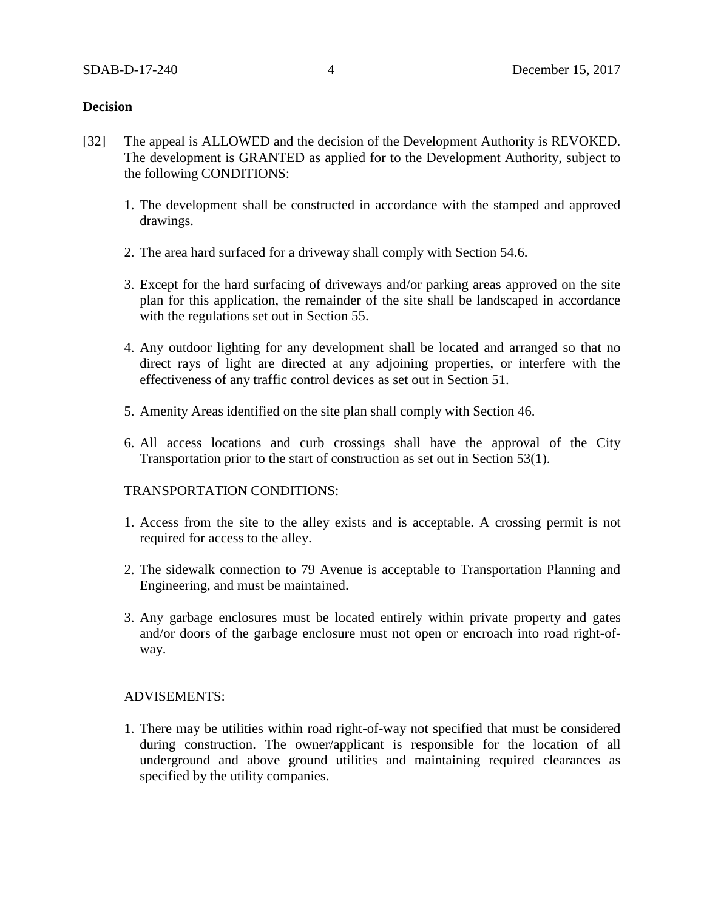**Decision**

[32] The appeal is ALLOWED and the decision of the Development Authority is REVOKED. The development is GRANTED as applied for to the Development Authority, subject to the following CONDITIONS:

1. The development shall be constructed in accordance with the stamped and approved drawings.
2. The area hard surfaced for a driveway shall comply with Section 54.6.
3. Except for the hard surfacing of driveways and/or parking areas approved on the site plan for this application, the remainder of the site shall be landscaped in accordance with the regulations set out in Section 55.
4. Any outdoor lighting for any development shall be located and arranged so that no direct rays of light are directed at any adjoining properties, or interfere with the effectiveness of any traffic control devices as set out in Section 51.
5. Amenity Areas identified on the site plan shall comply with Section 46.
6. All access locations and curb crossings shall have the approval of the City Transportation prior to the start of construction as set out in Section 53(1).

TRANSPORTATION CONDITIONS:

1. Access from the site to the alley exists and is acceptable. A crossing permit is not required for access to the alley.
2. The sidewalk connection to 79 Avenue is acceptable to Transportation Planning and Engineering, and must be maintained.
3. Any garbage enclosures must be located entirely within private property and gates and/or doors of the garbage enclosure must not open or encroach into road right-of-way.

ADVISEMENTS:

1. There may be utilities within road right-of-way not specified that must be considered during construction. The owner/applicant is responsible for the location of all underground and above ground utilities and maintaining required clearances as specified by the utility companies.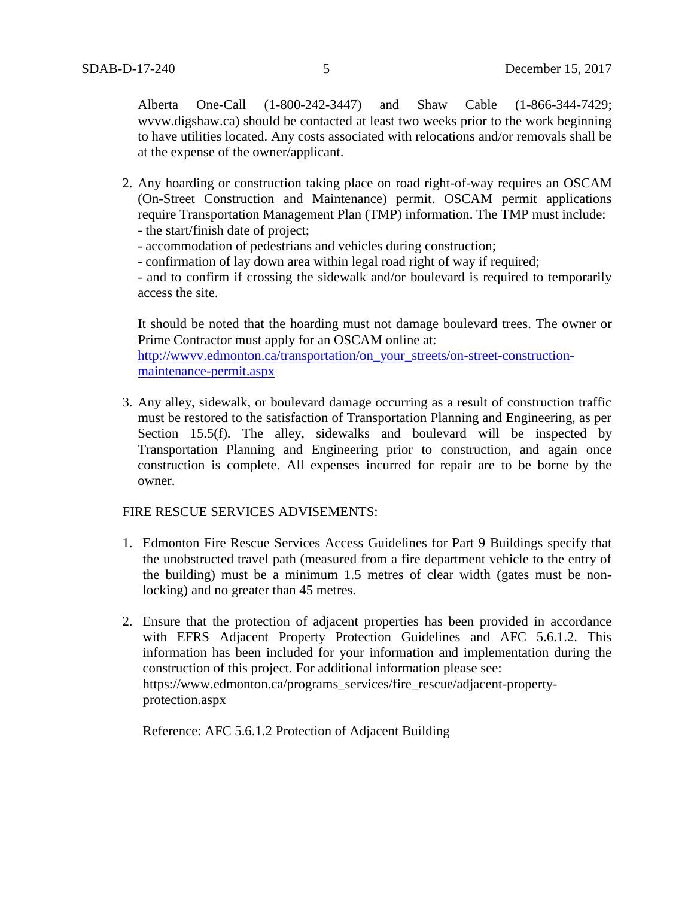Alberta One-Call (1-800-242-3447) and Shaw Cable (1-866-344-7429; wvvw.digshaw.ca) should be contacted at least two weeks prior to the work beginning to have utilities located. Any costs associated with relocations and/or removals shall be at the expense of the owner/applicant.

2. Any hoarding or construction taking place on road right-of-way requires an OSCAM (On-Street Construction and Maintenance) permit. OSCAM permit applications require Transportation Management Plan (TMP) information. The TMP must include:
   - the start/finish date of project;
   - accommodation of pedestrians and vehicles during construction;
   - confirmation of lay down area within legal road right of way if required;
   - and to confirm if crossing the sidewalk and/or boulevard is required to temporarily access the site.

   It should be noted that the hoarding must not damage boulevard trees. The owner or Prime Contractor must apply for an OSCAM online at: [http://wwvv.edmonton.ca/transportation/on_your_streets/on-street-construction-maintenance-permit.aspx](http://wwvv.edmonton.ca/transportation/on_your_streets/on-street-construction-maintenance-permit.aspx)

3. Any alley, sidewalk, or boulevard damage occurring as a result of construction traffic must be restored to the satisfaction of Transportation Planning and Engineering, as per Section 15.5(f). The alley, sidewalks and boulevard will be inspected by Transportation Planning and Engineering prior to construction, and again once construction is complete. All expenses incurred for repair are to be borne by the owner.

FIRE RESCUE SERVICES ADVISEMENTS:

1. Edmonton Fire Rescue Services Access Guidelines for Part 9 Buildings specify that the unobstructed travel path (measured from a fire department vehicle to the entry of the building) must be a minimum 1.5 metres of clear width (gates must be non-locking) and no greater than 45 metres.

2. Ensure that the protection of adjacent properties has been provided in accordance with EFRS Adjacent Property Protection Guidelines and AFC 5.6.1.2. This information has been included for your information and implementation during the construction of this project. For additional information please see: https://www.edmonton.ca/programs_services/fire_rescue/adjacent-property-protection.aspx

   Reference: AFC 5.6.1.2 Protection of Adjacent Building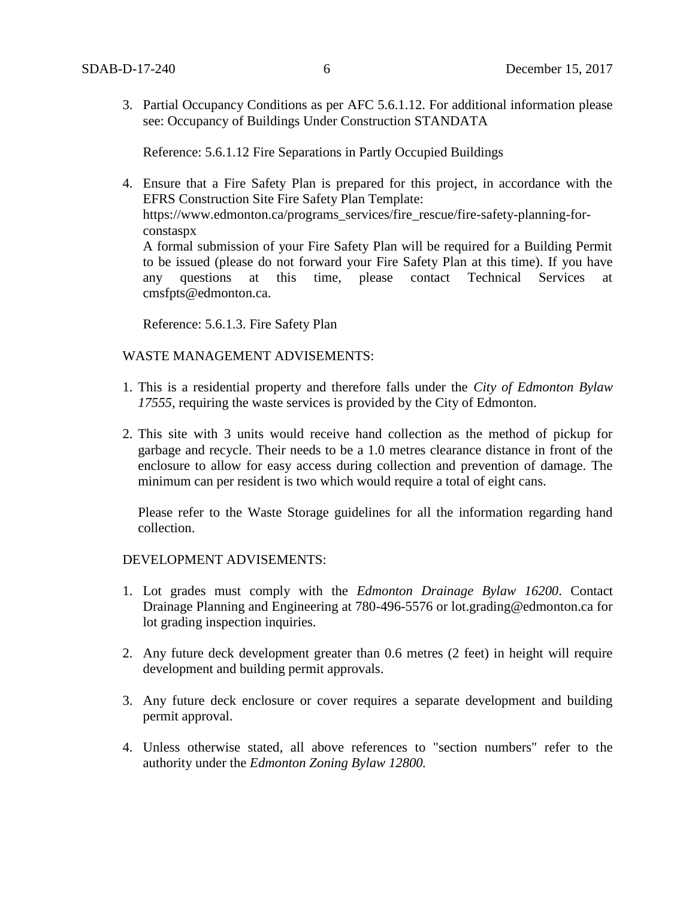3. Partial Occupancy Conditions as per AFC 5.6.1.12. For additional information please see: Occupancy of Buildings Under Construction STANDATA

   Reference: 5.6.1.12 Fire Separations in Partly Occupied Buildings

4. Ensure that a Fire Safety Plan is prepared for this project, in accordance with the EFRS Construction Site Fire Safety Plan Template: https://www.edmonton.ca/programs_services/fire_rescue/fire-safety-planning-for-constaspx
   A formal submission of your Fire Safety Plan will be required for a Building Permit to be issued (please do not forward your Fire Safety Plan at this time). If you have any questions at this time, please contact Technical Services at cmsfpts@edmonton.ca.

   Reference: 5.6.1.3. Fire Safety Plan

WASTE MANAGEMENT ADVISEMENTS:

1. This is a residential property and therefore falls under the *City of Edmonton Bylaw 17555*, requiring the waste services is provided by the City of Edmonton.

2. This site with 3 units would receive hand collection as the method of pickup for garbage and recycle. Their needs to be a 1.0 metres clearance distance in front of the enclosure to allow for easy access during collection and prevention of damage. The minimum can per resident is two which would require a total of eight cans.

   Please refer to the Waste Storage guidelines for all the information regarding hand collection.

DEVELOPMENT ADVISEMENTS:

1. Lot grades must comply with the *Edmonton Drainage Bylaw 16200*. Contact Drainage Planning and Engineering at 780-496-5576 or lot.grading@edmonton.ca for lot grading inspection inquiries.

2. Any future deck development greater than 0.6 metres (2 feet) in height will require development and building permit approvals.

3. Any future deck enclosure or cover requires a separate development and building permit approval.

4. Unless otherwise stated, all above references to "section numbers" refer to the authority under the *Edmonton Zoning Bylaw 12800.*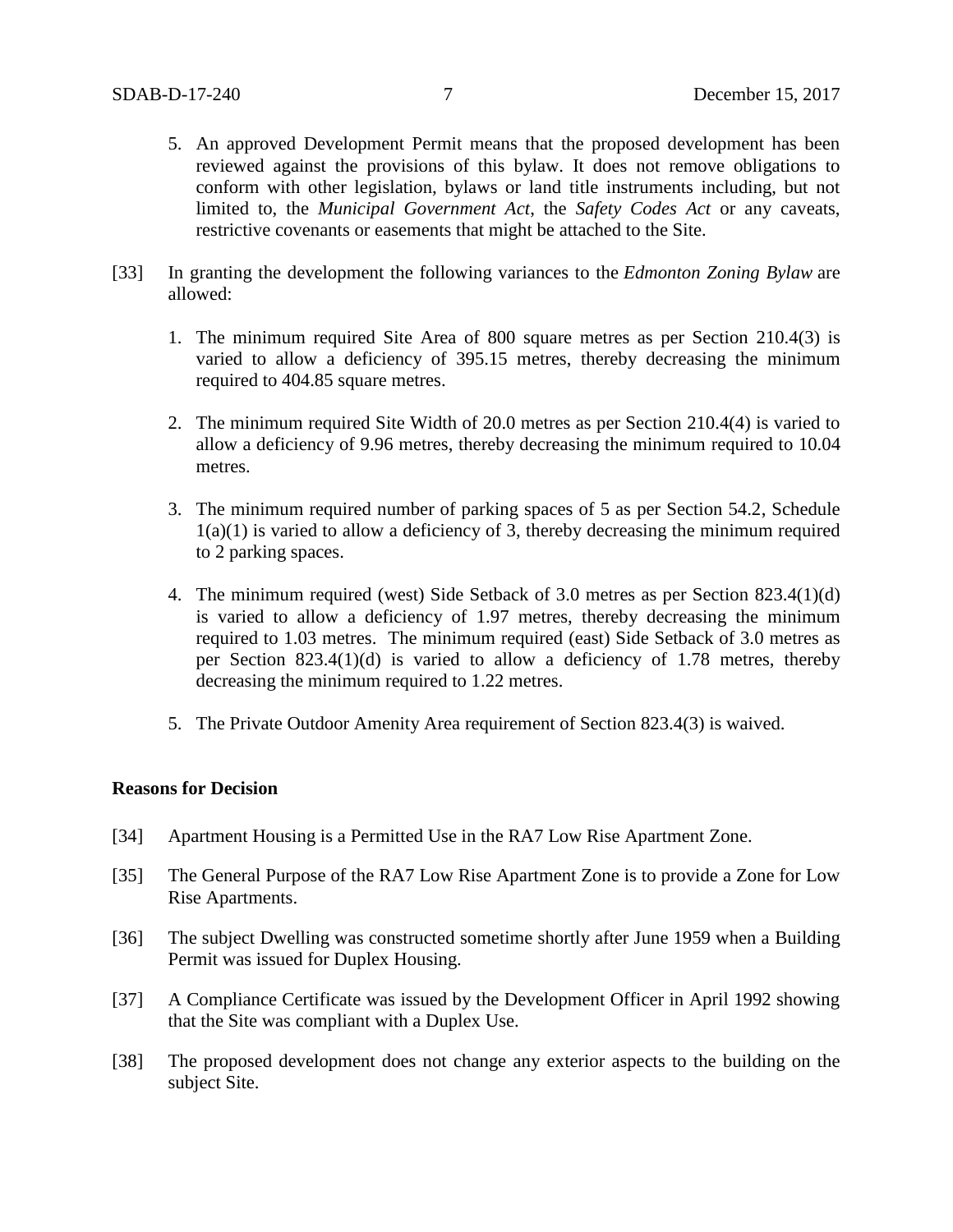5. An approved Development Permit means that the proposed development has been reviewed against the provisions of this bylaw. It does not remove obligations to conform with other legislation, bylaws or land title instruments including, but not limited to, the *Municipal Government Act*, the *Safety Codes Act* or any caveats, restrictive covenants or easements that might be attached to the Site.

[33] In granting the development the following variances to the *Edmonton Zoning Bylaw* are allowed:

1. The minimum required Site Area of 800 square metres as per Section 210.4(3) is varied to allow a deficiency of 395.15 metres, thereby decreasing the minimum required to 404.85 square metres.

2. The minimum required Site Width of 20.0 metres as per Section 210.4(4) is varied to allow a deficiency of 9.96 metres, thereby decreasing the minimum required to 10.04 metres.

3. The minimum required number of parking spaces of 5 as per Section 54.2, Schedule 1(a)(1) is varied to allow a deficiency of 3, thereby decreasing the minimum required to 2 parking spaces.

4. The minimum required (west) Side Setback of 3.0 metres as per Section 823.4(1)(d) is varied to allow a deficiency of 1.97 metres, thereby decreasing the minimum required to 1.03 metres. The minimum required (east) Side Setback of 3.0 metres as per Section 823.4(1)(d) is varied to allow a deficiency of 1.78 metres, thereby decreasing the minimum required to 1.22 metres.

5. The Private Outdoor Amenity Area requirement of Section 823.4(3) is waived.

**Reasons for Decision**

[34] Apartment Housing is a Permitted Use in the RA7 Low Rise Apartment Zone.

[35] The General Purpose of the RA7 Low Rise Apartment Zone is to provide a Zone for Low Rise Apartments.

[36] The subject Dwelling was constructed sometime shortly after June 1959 when a Building Permit was issued for Duplex Housing.

[37] A Compliance Certificate was issued by the Development Officer in April 1992 showing that the Site was compliant with a Duplex Use.

[38] The proposed development does not change any exterior aspects to the building on the subject Site.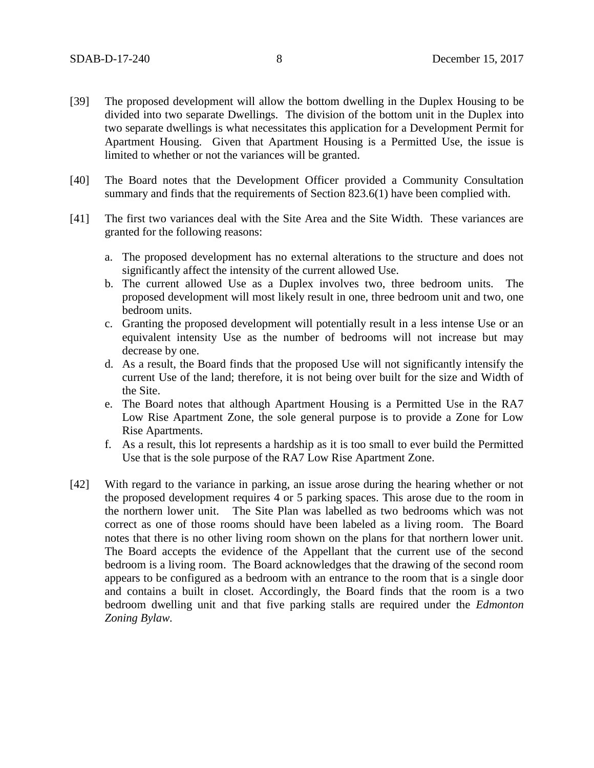[39] The proposed development will allow the bottom dwelling in the Duplex Housing to be divided into two separate Dwellings. The division of the bottom unit in the Duplex into two separate dwellings is what necessitates this application for a Development Permit for Apartment Housing. Given that Apartment Housing is a Permitted Use, the issue is limited to whether or not the variances will be granted.

[40] The Board notes that the Development Officer provided a Community Consultation summary and finds that the requirements of Section 823.6(1) have been complied with.

[41] The first two variances deal with the Site Area and the Site Width. These variances are granted for the following reasons:

a. The proposed development has no external alterations to the structure and does not significantly affect the intensity of the current allowed Use.
b. The current allowed Use as a Duplex involves two, three bedroom units. The proposed development will most likely result in one, three bedroom unit and two, one bedroom units.
c. Granting the proposed development will potentially result in a less intense Use or an equivalent intensity Use as the number of bedrooms will not increase but may decrease by one.
d. As a result, the Board finds that the proposed Use will not significantly intensify the current Use of the land; therefore, it is not being over built for the size and Width of the Site.
e. The Board notes that although Apartment Housing is a Permitted Use in the RA7 Low Rise Apartment Zone, the sole general purpose is to provide a Zone for Low Rise Apartments.
f. As a result, this lot represents a hardship as it is too small to ever build the Permitted Use that is the sole purpose of the RA7 Low Rise Apartment Zone.

[42] With regard to the variance in parking, an issue arose during the hearing whether or not the proposed development requires 4 or 5 parking spaces. This arose due to the room in the northern lower unit. The Site Plan was labelled as two bedrooms which was not correct as one of those rooms should have been labeled as a living room. The Board notes that there is no other living room shown on the plans for that northern lower unit. The Board accepts the evidence of the Appellant that the current use of the second bedroom is a living room. The Board acknowledges that the drawing of the second room appears to be configured as a bedroom with an entrance to the room that is a single door and contains a built in closet. Accordingly, the Board finds that the room is a two bedroom dwelling unit and that five parking stalls are required under the *Edmonton Zoning Bylaw*.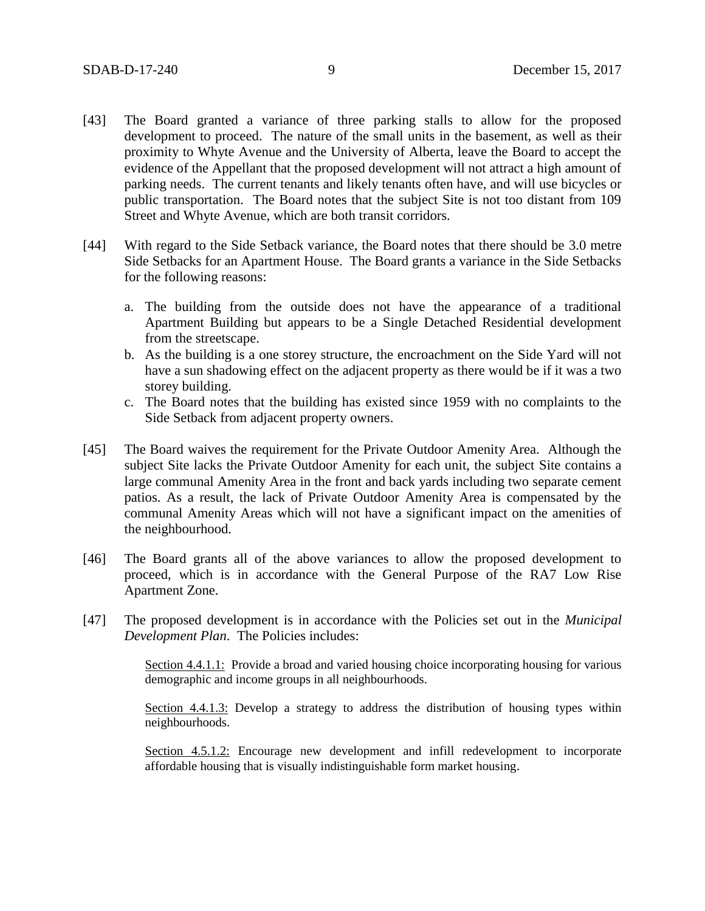[43] The Board granted a variance of three parking stalls to allow for the proposed development to proceed. The nature of the small units in the basement, as well as their proximity to Whyte Avenue and the University of Alberta, leave the Board to accept the evidence of the Appellant that the proposed development will not attract a high amount of parking needs. The current tenants and likely tenants often have, and will use bicycles or public transportation. The Board notes that the subject Site is not too distant from 109 Street and Whyte Avenue, which are both transit corridors.

[44] With regard to the Side Setback variance, the Board notes that there should be 3.0 metre Side Setbacks for an Apartment House. The Board grants a variance in the Side Setbacks for the following reasons:

a. The building from the outside does not have the appearance of a traditional Apartment Building but appears to be a Single Detached Residential development from the streetscape.
b. As the building is a one storey structure, the encroachment on the Side Yard will not have a sun shadowing effect on the adjacent property as there would be if it was a two storey building.
c. The Board notes that the building has existed since 1959 with no complaints to the Side Setback from adjacent property owners.

[45] The Board waives the requirement for the Private Outdoor Amenity Area. Although the subject Site lacks the Private Outdoor Amenity for each unit, the subject Site contains a large communal Amenity Area in the front and back yards including two separate cement patios. As a result, the lack of Private Outdoor Amenity Area is compensated by the communal Amenity Areas which will not have a significant impact on the amenities of the neighbourhood.

[46] The Board grants all of the above variances to allow the proposed development to proceed, which is in accordance with the General Purpose of the RA7 Low Rise Apartment Zone.

[47] The proposed development is in accordance with the Policies set out in the *Municipal Development Plan*. The Policies includes:

> Section 4.4.1.1: Provide a broad and varied housing choice incorporating housing for various demographic and income groups in all neighbourhoods.
>
> Section 4.4.1.3: Develop a strategy to address the distribution of housing types within neighbourhoods.
>
> Section 4.5.1.2: Encourage new development and infill redevelopment to incorporate affordable housing that is visually indistinguishable form market housing.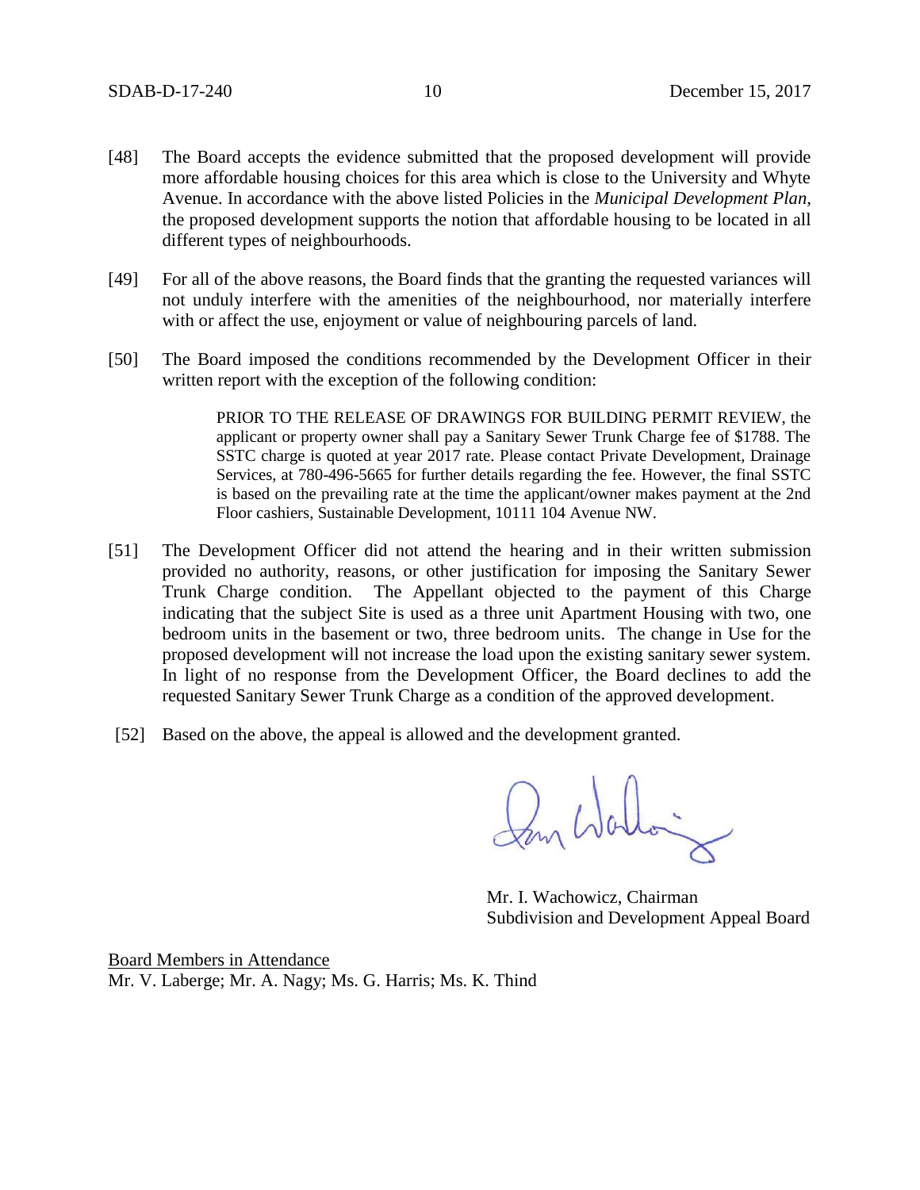[48] The Board accepts the evidence submitted that the proposed development will provide more affordable housing choices for this area which is close to the University and Whyte Avenue. In accordance with the above listed Policies in the *Municipal Development Plan*, the proposed development supports the notion that affordable housing to be located in all different types of neighbourhoods.

[49] For all of the above reasons, the Board finds that the granting the requested variances will not unduly interfere with the amenities of the neighbourhood, nor materially interfere with or affect the use, enjoyment or value of neighbouring parcels of land.

[50] The Board imposed the conditions recommended by the Development Officer in their written report with the exception of the following condition:

> PRIOR TO THE RELEASE OF DRAWINGS FOR BUILDING PERMIT REVIEW, the applicant or property owner shall pay a Sanitary Sewer Trunk Charge fee of $1788. The SSTC charge is quoted at year 2017 rate. Please contact Private Development, Drainage Services, at 780-496-5665 for further details regarding the fee. However, the final SSTC is based on the prevailing rate at the time the applicant/owner makes payment at the 2nd Floor cashiers, Sustainable Development, 10111 104 Avenue NW.

[51] The Development Officer did not attend the hearing and in their written submission provided no authority, reasons, or other justification for imposing the Sanitary Sewer Trunk Charge condition. The Appellant objected to the payment of this Charge indicating that the subject Site is used as a three unit Apartment Housing with two, one bedroom units in the basement or two, three bedroom units. The change in Use for the proposed development will not increase the load upon the existing sanitary sewer system. In light of no response from the Development Officer, the Board declines to add the requested Sanitary Sewer Trunk Charge as a condition of the approved development.

[52] Based on the above, the appeal is allowed and the development granted.

Mr. I. Wachowicz, Chairman
Subdivision and Development Appeal Board

<u>Board Members in Attendance</u>
Mr. V. Laberge; Mr. A. Nagy; Ms. G. Harris; Ms. K. Thind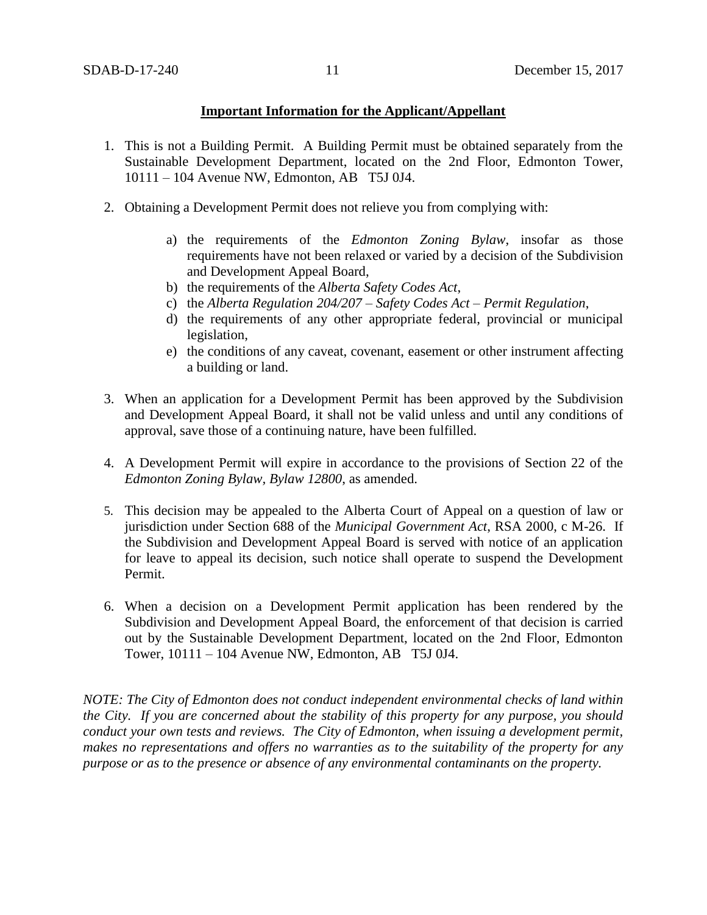**Important Information for the Applicant/Appellant**

1. This is not a Building Permit. A Building Permit must be obtained separately from the Sustainable Development Department, located on the 2nd Floor, Edmonton Tower, 10111 – 104 Avenue NW, Edmonton, AB T5J 0J4.

2. Obtaining a Development Permit does not relieve you from complying with:

   a) the requirements of the *Edmonton Zoning Bylaw*, insofar as those requirements have not been relaxed or varied by a decision of the Subdivision and Development Appeal Board,
   b) the requirements of the *Alberta Safety Codes Act*,
   c) the *Alberta Regulation 204/207 – Safety Codes Act – Permit Regulation*,
   d) the requirements of any other appropriate federal, provincial or municipal legislation,
   e) the conditions of any caveat, covenant, easement or other instrument affecting a building or land.

3. When an application for a Development Permit has been approved by the Subdivision and Development Appeal Board, it shall not be valid unless and until any conditions of approval, save those of a continuing nature, have been fulfilled.

4. A Development Permit will expire in accordance to the provisions of Section 22 of the *Edmonton Zoning Bylaw, Bylaw 12800*, as amended.

5. This decision may be appealed to the Alberta Court of Appeal on a question of law or jurisdiction under Section 688 of the *Municipal Government Act*, RSA 2000, c M-26. If the Subdivision and Development Appeal Board is served with notice of an application for leave to appeal its decision, such notice shall operate to suspend the Development Permit.

6. When a decision on a Development Permit application has been rendered by the Subdivision and Development Appeal Board, the enforcement of that decision is carried out by the Sustainable Development Department, located on the 2nd Floor, Edmonton Tower, 10111 – 104 Avenue NW, Edmonton, AB T5J 0J4.

*NOTE: The City of Edmonton does not conduct independent environmental checks of land within the City. If you are concerned about the stability of this property for any purpose, you should conduct your own tests and reviews. The City of Edmonton, when issuing a development permit, makes no representations and offers no warranties as to the suitability of the property for any purpose or as to the presence or absence of any environmental contaminants on the property.*